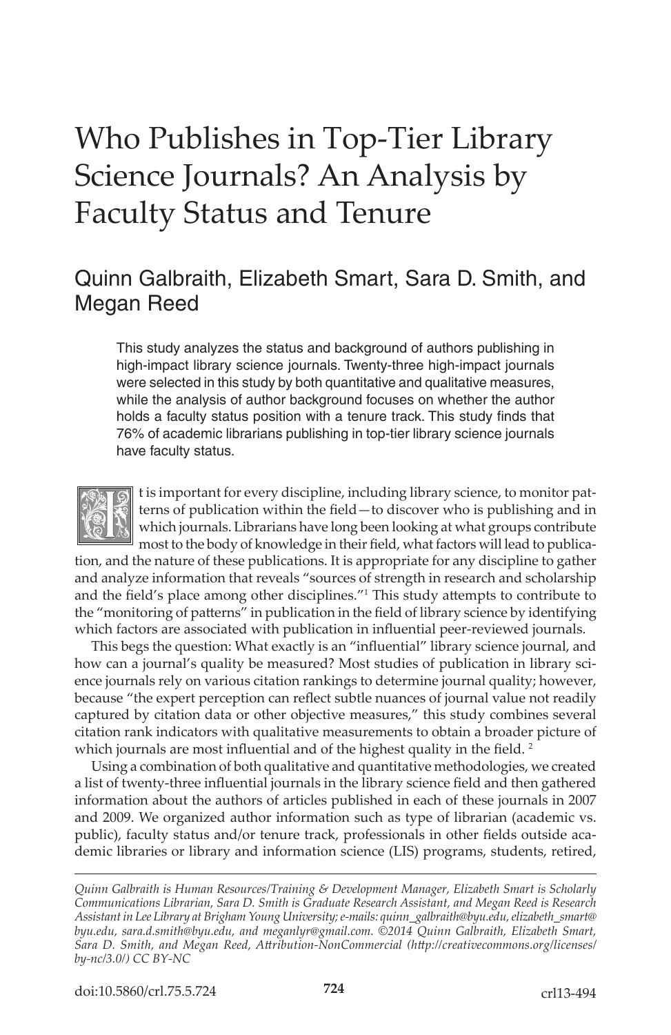# Who Publishes in Top-Tier Library Science Journals? An Analysis by Faculty Status and Tenure

## Quinn Galbraith, Elizabeth Smart, Sara D. Smith, and Megan Reed

This study analyzes the status and background of authors publishing in high-impact library science journals. Twenty-three high-impact journals were selected in this study by both quantitative and qualitative measures, while the analysis of author background focuses on whether the author holds a faculty status position with a tenure track. This study finds that 76% of academic librarians publishing in top-tier library science journals have faculty status.

It is important for every discipline, including library science, to monitor patterns of publication within the field—to discover who is publishing and in which journals. Librarians have long been looking at what groups contribute most to the body of knowledge in their field, what factors will lead to publication, and the nature of these publications. It is appropriate for any discipline to gather and analyze information that reveals "sources of strength in research and scholarship and the field's place among other disciplines."[1] This study attempts to contribute to the "monitoring of patterns" in publication in the field of library science by identifying which factors are associated with publication in influential peer-reviewed journals.

This begs the question: What exactly is an "influential" library science journal, and how can a journal's quality be measured? Most studies of publication in library science journals rely on various citation rankings to determine journal quality; however, because "the expert perception can reflect subtle nuances of journal value not readily captured by citation data or other objective measures," this study combines several citation rank indicators with qualitative measurements to obtain a broader picture of which journals are most influential and of the highest quality in the field. [2]

Using a combination of both qualitative and quantitative methodologies, we created a list of twenty-three influential journals in the library science field and then gathered information about the authors of articles published in each of these journals in 2007 and 2009. We organized author information such as type of librarian (academic vs. public), faculty status and/or tenure track, professionals in other fields outside academic libraries or library and information science (LIS) programs, students, retired,

*Quinn Galbraith is Human Resources/Training & Development Manager, Elizabeth Smart is Scholarly Communications Librarian, Sara D. Smith is Graduate Research Assistant, and Megan Reed is Research Assistant in Lee Library at Brigham Young University; e-mails: quinn_galbraith@byu.edu, elizabeth_smart@byu.edu, sara.d.smith@byu.edu, and meganlyr@gmail.com. ©2014 Quinn Galbraith, Elizabeth Smart, Sara D. Smith, and Megan Reed, Attribution-NonCommercial (http://creativecommons.org/licenses/by-nc/3.0/) CC BY-NC*

doi:10.5860/crl.75.5.724 crl13-494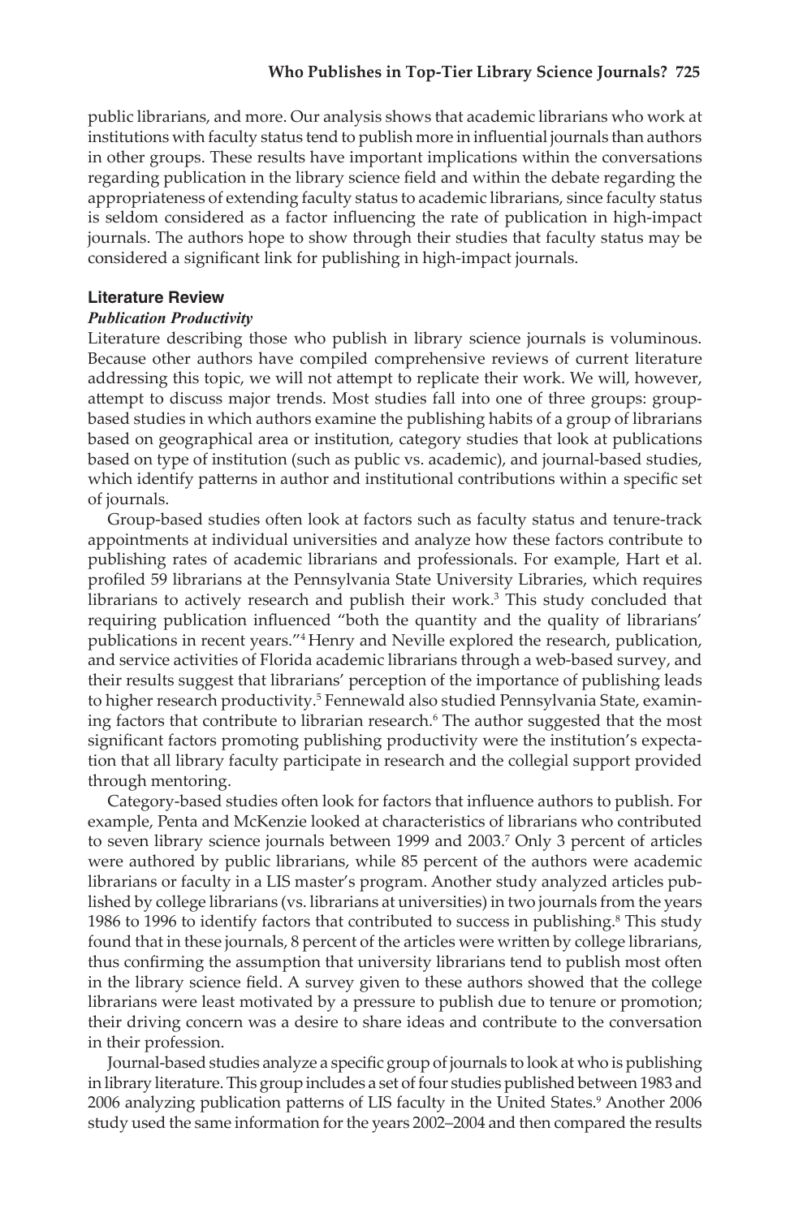public librarians, and more. Our analysis shows that academic librarians who work at institutions with faculty status tend to publish more in influential journals than authors in other groups. These results have important implications within the conversations regarding publication in the library science field and within the debate regarding the appropriateness of extending faculty status to academic librarians, since faculty status is seldom considered as a factor influencing the rate of publication in high-impact journals. The authors hope to show through their studies that faculty status may be considered a significant link for publishing in high-impact journals.

## Literature Review

### *Publication Productivity*

Literature describing those who publish in library science journals is voluminous. Because other authors have compiled comprehensive reviews of current literature addressing this topic, we will not attempt to replicate their work. We will, however, attempt to discuss major trends. Most studies fall into one of three groups: group-based studies in which authors examine the publishing habits of a group of librarians based on geographical area or institution, category studies that look at publications based on type of institution (such as public vs. academic), and journal-based studies, which identify patterns in author and institutional contributions within a specific set of journals.

Group-based studies often look at factors such as faculty status and tenure-track appointments at individual universities and analyze how these factors contribute to publishing rates of academic librarians and professionals. For example, Hart et al. profiled 59 librarians at the Pennsylvania State University Libraries, which requires librarians to actively research and publish their work.[3] This study concluded that requiring publication influenced "both the quantity and the quality of librarians' publications in recent years."[4] Henry and Neville explored the research, publication, and service activities of Florida academic librarians through a web-based survey, and their results suggest that librarians' perception of the importance of publishing leads to higher research productivity.[5] Fennewald also studied Pennsylvania State, examining factors that contribute to librarian research.[6] The author suggested that the most significant factors promoting publishing productivity were the institution's expectation that all library faculty participate in research and the collegial support provided through mentoring.

Category-based studies often look for factors that influence authors to publish. For example, Penta and McKenzie looked at characteristics of librarians who contributed to seven library science journals between 1999 and 2003.[7] Only 3 percent of articles were authored by public librarians, while 85 percent of the authors were academic librarians or faculty in a LIS master's program. Another study analyzed articles published by college librarians (vs. librarians at universities) in two journals from the years 1986 to 1996 to identify factors that contributed to success in publishing.[8] This study found that in these journals, 8 percent of the articles were written by college librarians, thus confirming the assumption that university librarians tend to publish most often in the library science field. A survey given to these authors showed that the college librarians were least motivated by a pressure to publish due to tenure or promotion; their driving concern was a desire to share ideas and contribute to the conversation in their profession.

Journal-based studies analyze a specific group of journals to look at who is publishing in library literature. This group includes a set of four studies published between 1983 and 2006 analyzing publication patterns of LIS faculty in the United States.[9] Another 2006 study used the same information for the years 2002–2004 and then compared the results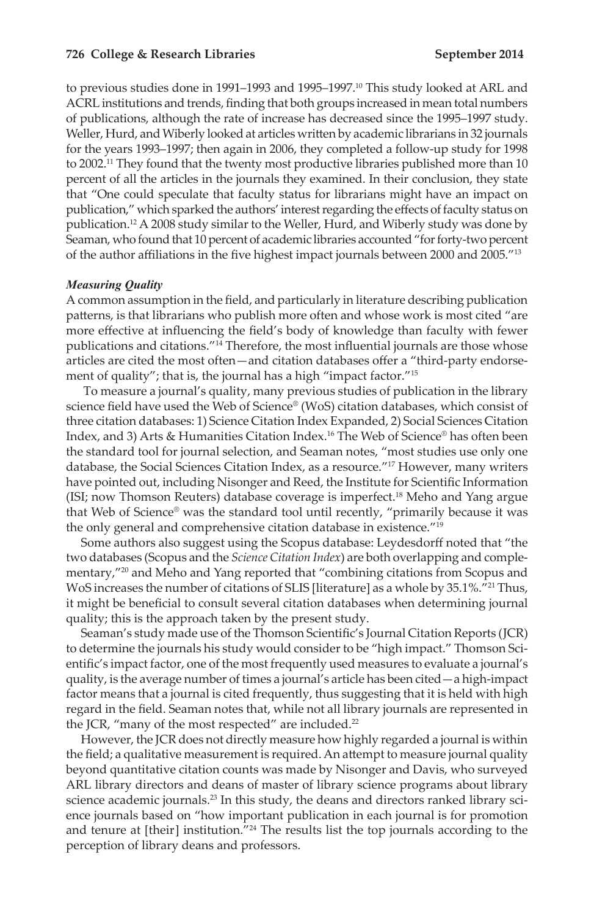to previous studies done in 1991–1993 and 1995–1997.[10] This study looked at ARL and ACRL institutions and trends, finding that both groups increased in mean total numbers of publications, although the rate of increase has decreased since the 1995–1997 study. Weller, Hurd, and Wiberly looked at articles written by academic librarians in 32 journals for the years 1993–1997; then again in 2006, they completed a follow-up study for 1998 to 2002.[11] They found that the twenty most productive libraries published more than 10 percent of all the articles in the journals they examined. In their conclusion, they state that "One could speculate that faculty status for librarians might have an impact on publication," which sparked the authors' interest regarding the effects of faculty status on publication.[12] A 2008 study similar to the Weller, Hurd, and Wiberly study was done by Seaman, who found that 10 percent of academic libraries accounted "for forty-two percent of the author affiliations in the five highest impact journals between 2000 and 2005."[13]

### *Measuring Quality*

A common assumption in the field, and particularly in literature describing publication patterns, is that librarians who publish more often and whose work is most cited "are more effective at influencing the field's body of knowledge than faculty with fewer publications and citations."[14] Therefore, the most influential journals are those whose articles are cited the most often—and citation databases offer a "third-party endorsement of quality"; that is, the journal has a high "impact factor."[15]

To measure a journal's quality, many previous studies of publication in the library science field have used the Web of Science® (WoS) citation databases, which consist of three citation databases: 1) Science Citation Index Expanded, 2) Social Sciences Citation Index, and 3) Arts & Humanities Citation Index.[16] The Web of Science® has often been the standard tool for journal selection, and Seaman notes, "most studies use only one database, the Social Sciences Citation Index, as a resource."[17] However, many writers have pointed out, including Nisonger and Reed, the Institute for Scientific Information (ISI; now Thomson Reuters) database coverage is imperfect.[18] Meho and Yang argue that Web of Science® was the standard tool until recently, "primarily because it was the only general and comprehensive citation database in existence."[19]

Some authors also suggest using the Scopus database: Leydesdorff noted that "the two databases (Scopus and the *Science Citation Index*) are both overlapping and complementary,"[20] and Meho and Yang reported that "combining citations from Scopus and WoS increases the number of citations of SLIS [literature] as a whole by 35.1%."[21] Thus, it might be beneficial to consult several citation databases when determining journal quality; this is the approach taken by the present study.

Seaman's study made use of the Thomson Scientific's Journal Citation Reports (JCR) to determine the journals his study would consider to be "high impact." Thomson Scientific's impact factor, one of the most frequently used measures to evaluate a journal's quality, is the average number of times a journal's article has been cited—a high-impact factor means that a journal is cited frequently, thus suggesting that it is held with high regard in the field. Seaman notes that, while not all library journals are represented in the JCR, "many of the most respected" are included.[22]

However, the JCR does not directly measure how highly regarded a journal is within the field; a qualitative measurement is required. An attempt to measure journal quality beyond quantitative citation counts was made by Nisonger and Davis, who surveyed ARL library directors and deans of master of library science programs about library science academic journals.[23] In this study, the deans and directors ranked library science journals based on "how important publication in each journal is for promotion and tenure at [their] institution."[24] The results list the top journals according to the perception of library deans and professors.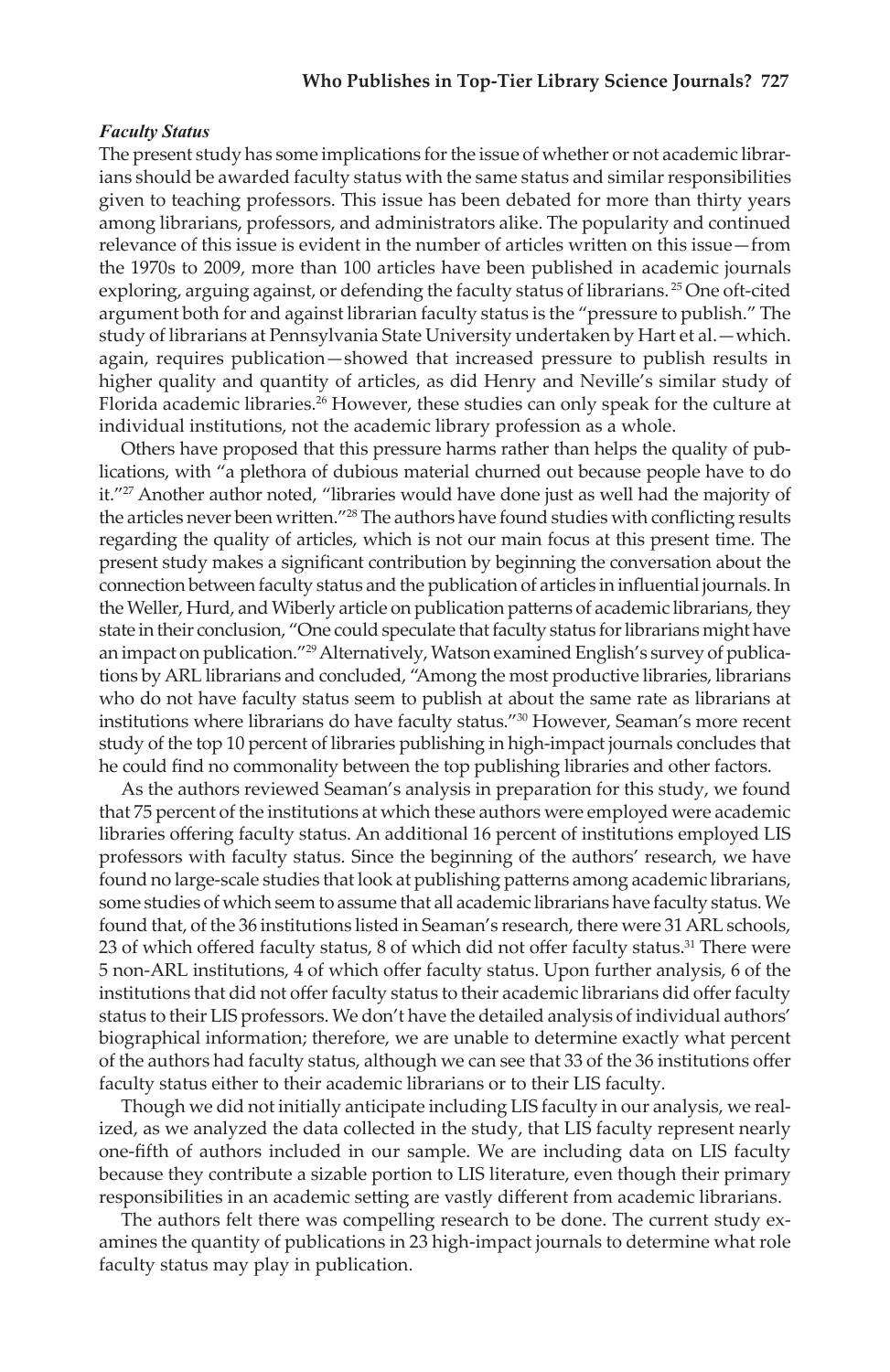### *Faculty Status*

The present study has some implications for the issue of whether or not academic librarians should be awarded faculty status with the same status and similar responsibilities given to teaching professors. This issue has been debated for more than thirty years among librarians, professors, and administrators alike. The popularity and continued relevance of this issue is evident in the number of articles written on this issue—from the 1970s to 2009, more than 100 articles have been published in academic journals exploring, arguing against, or defending the faculty status of librarians.[25] One oft-cited argument both for and against librarian faculty status is the "pressure to publish." The study of librarians at Pennsylvania State University undertaken by Hart et al.—which. again, requires publication—showed that increased pressure to publish results in higher quality and quantity of articles, as did Henry and Neville's similar study of Florida academic libraries.[26] However, these studies can only speak for the culture at individual institutions, not the academic library profession as a whole.

Others have proposed that this pressure harms rather than helps the quality of publications, with "a plethora of dubious material churned out because people have to do it."[27] Another author noted, "libraries would have done just as well had the majority of the articles never been written."[28] The authors have found studies with conflicting results regarding the quality of articles, which is not our main focus at this present time. The present study makes a significant contribution by beginning the conversation about the connection between faculty status and the publication of articles in influential journals. In the Weller, Hurd, and Wiberly article on publication patterns of academic librarians, they state in their conclusion, "One could speculate that faculty status for librarians might have an impact on publication."[29] Alternatively, Watson examined English's survey of publications by ARL librarians and concluded, "Among the most productive libraries, librarians who do not have faculty status seem to publish at about the same rate as librarians at institutions where librarians do have faculty status."[30] However, Seaman's more recent study of the top 10 percent of libraries publishing in high-impact journals concludes that he could find no commonality between the top publishing libraries and other factors.

As the authors reviewed Seaman's analysis in preparation for this study, we found that 75 percent of the institutions at which these authors were employed were academic libraries offering faculty status. An additional 16 percent of institutions employed LIS professors with faculty status. Since the beginning of the authors' research, we have found no large-scale studies that look at publishing patterns among academic librarians, some studies of which seem to assume that all academic librarians have faculty status. We found that, of the 36 institutions listed in Seaman's research, there were 31 ARL schools, 23 of which offered faculty status, 8 of which did not offer faculty status.[31] There were 5 non-ARL institutions, 4 of which offer faculty status. Upon further analysis, 6 of the institutions that did not offer faculty status to their academic librarians did offer faculty status to their LIS professors. We don't have the detailed analysis of individual authors' biographical information; therefore, we are unable to determine exactly what percent of the authors had faculty status, although we can see that 33 of the 36 institutions offer faculty status either to their academic librarians or to their LIS faculty.

Though we did not initially anticipate including LIS faculty in our analysis, we realized, as we analyzed the data collected in the study, that LIS faculty represent nearly one-fifth of authors included in our sample. We are including data on LIS faculty because they contribute a sizable portion to LIS literature, even though their primary responsibilities in an academic setting are vastly different from academic librarians.

The authors felt there was compelling research to be done. The current study examines the quantity of publications in 23 high-impact journals to determine what role faculty status may play in publication.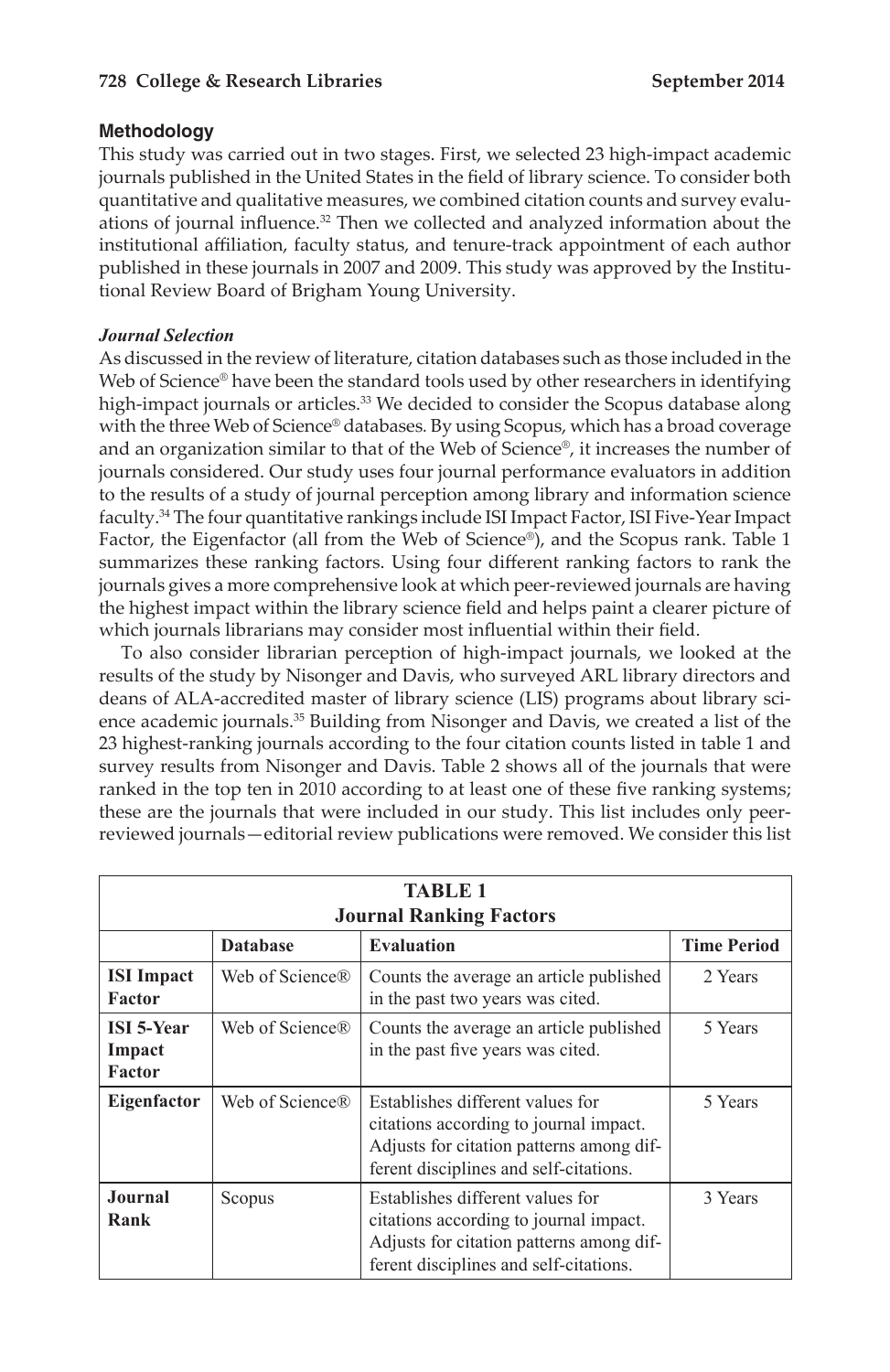## Methodology

This study was carried out in two stages. First, we selected 23 high-impact academic journals published in the United States in the field of library science. To consider both quantitative and qualitative measures, we combined citation counts and survey evaluations of journal influence.[32] Then we collected and analyzed information about the institutional affiliation, faculty status, and tenure-track appointment of each author published in these journals in 2007 and 2009. This study was approved by the Institutional Review Board of Brigham Young University.

### *Journal Selection*

As discussed in the review of literature, citation databases such as those included in the Web of Science® have been the standard tools used by other researchers in identifying high-impact journals or articles.[33] We decided to consider the Scopus database along with the three Web of Science® databases. By using Scopus, which has a broad coverage and an organization similar to that of the Web of Science®, it increases the number of journals considered. Our study uses four journal performance evaluators in addition to the results of a study of journal perception among library and information science faculty.[34] The four quantitative rankings include ISI Impact Factor, ISI Five-Year Impact Factor, the Eigenfactor (all from the Web of Science®), and the Scopus rank. Table 1 summarizes these ranking factors. Using four different ranking factors to rank the journals gives a more comprehensive look at which peer-reviewed journals are having the highest impact within the library science field and helps paint a clearer picture of which journals librarians may consider most influential within their field.

To also consider librarian perception of high-impact journals, we looked at the results of the study by Nisonger and Davis, who surveyed ARL library directors and deans of ALA-accredited master of library science (LIS) programs about library science academic journals.[35] Building from Nisonger and Davis, we created a list of the 23 highest-ranking journals according to the four citation counts listed in table 1 and survey results from Nisonger and Davis. Table 2 shows all of the journals that were ranked in the top ten in 2010 according to at least one of these five ranking systems; these are the journals that were included in our study. This list includes only peer-reviewed journals—editorial review publications were removed. We consider this list

**TABLE 1**
**Journal Ranking Factors**

| | Database | Evaluation | Time Period |
|---|---|---|---|
| **ISI Impact Factor** | Web of Science® | Counts the average an article published in the past two years was cited. | 2 Years |
| **ISI 5-Year Impact Factor** | Web of Science® | Counts the average an article published in the past five years was cited. | 5 Years |
| **Eigenfactor** | Web of Science® | Establishes different values for citations according to journal impact. Adjusts for citation patterns among different disciplines and self-citations. | 5 Years |
| **Journal Rank** | Scopus | Establishes different values for citations according to journal impact. Adjusts for citation patterns among different disciplines and self-citations. | 3 Years |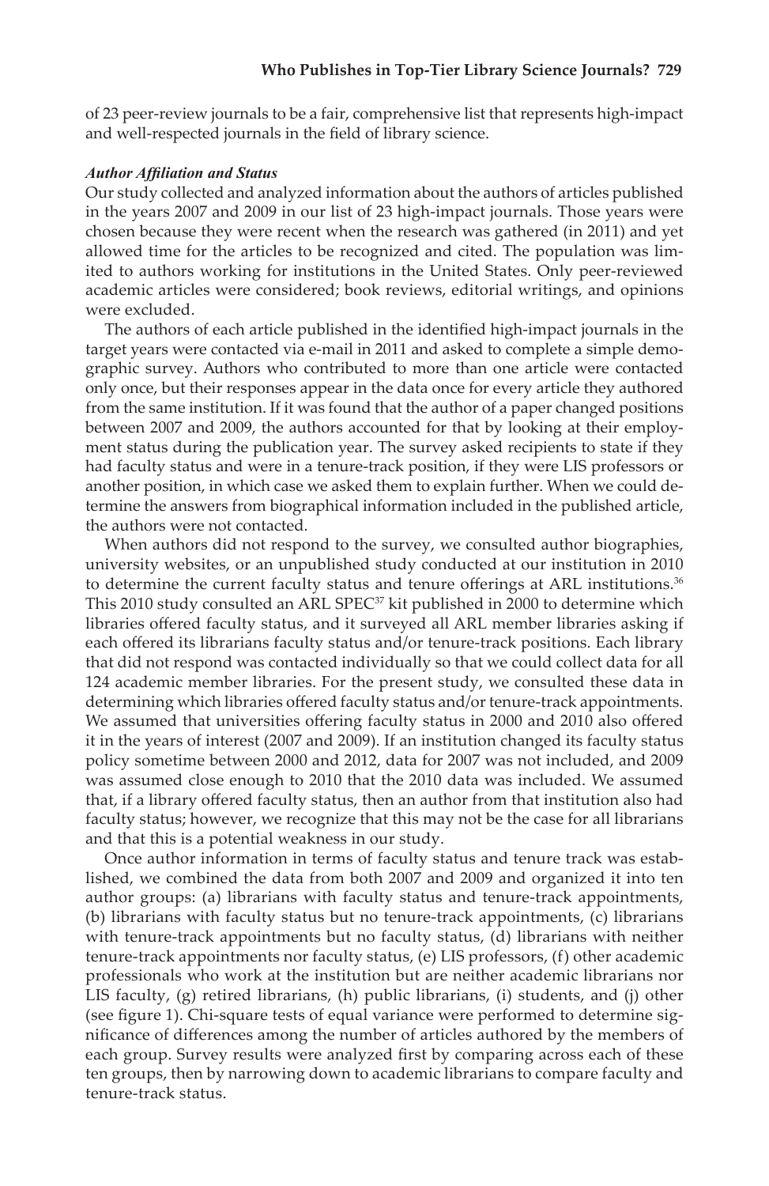of 23 peer-review journals to be a fair, comprehensive list that represents high-impact and well-respected journals in the field of library science.

***Author Affiliation and Status***

Our study collected and analyzed information about the authors of articles published in the years 2007 and 2009 in our list of 23 high-impact journals. Those years were chosen because they were recent when the research was gathered (in 2011) and yet allowed time for the articles to be recognized and cited. The population was limited to authors working for institutions in the United States. Only peer-reviewed academic articles were considered; book reviews, editorial writings, and opinions were excluded.

The authors of each article published in the identified high-impact journals in the target years were contacted via e-mail in 2011 and asked to complete a simple demographic survey. Authors who contributed to more than one article were contacted only once, but their responses appear in the data once for every article they authored from the same institution. If it was found that the author of a paper changed positions between 2007 and 2009, the authors accounted for that by looking at their employment status during the publication year. The survey asked recipients to state if they had faculty status and were in a tenure-track position, if they were LIS professors or another position, in which case we asked them to explain further. When we could determine the answers from biographical information included in the published article, the authors were not contacted.

When authors did not respond to the survey, we consulted author biographies, university websites, or an unpublished study conducted at our institution in 2010 to determine the current faculty status and tenure offerings at ARL institutions.[36] This 2010 study consulted an ARL SPEC[37] kit published in 2000 to determine which libraries offered faculty status, and it surveyed all ARL member libraries asking if each offered its librarians faculty status and/or tenure-track positions. Each library that did not respond was contacted individually so that we could collect data for all 124 academic member libraries. For the present study, we consulted these data in determining which libraries offered faculty status and/or tenure-track appointments. We assumed that universities offering faculty status in 2000 and 2010 also offered it in the years of interest (2007 and 2009). If an institution changed its faculty status policy sometime between 2000 and 2012, data for 2007 was not included, and 2009 was assumed close enough to 2010 that the 2010 data was included. We assumed that, if a library offered faculty status, then an author from that institution also had faculty status; however, we recognize that this may not be the case for all librarians and that this is a potential weakness in our study.

Once author information in terms of faculty status and tenure track was established, we combined the data from both 2007 and 2009 and organized it into ten author groups: (a) librarians with faculty status and tenure-track appointments, (b) librarians with faculty status but no tenure-track appointments, (c) librarians with tenure-track appointments but no faculty status, (d) librarians with neither tenure-track appointments nor faculty status, (e) LIS professors, (f) other academic professionals who work at the institution but are neither academic librarians nor LIS faculty, (g) retired librarians, (h) public librarians, (i) students, and (j) other (see figure 1). Chi-square tests of equal variance were performed to determine significance of differences among the number of articles authored by the members of each group. Survey results were analyzed first by comparing across each of these ten groups, then by narrowing down to academic librarians to compare faculty and tenure-track status.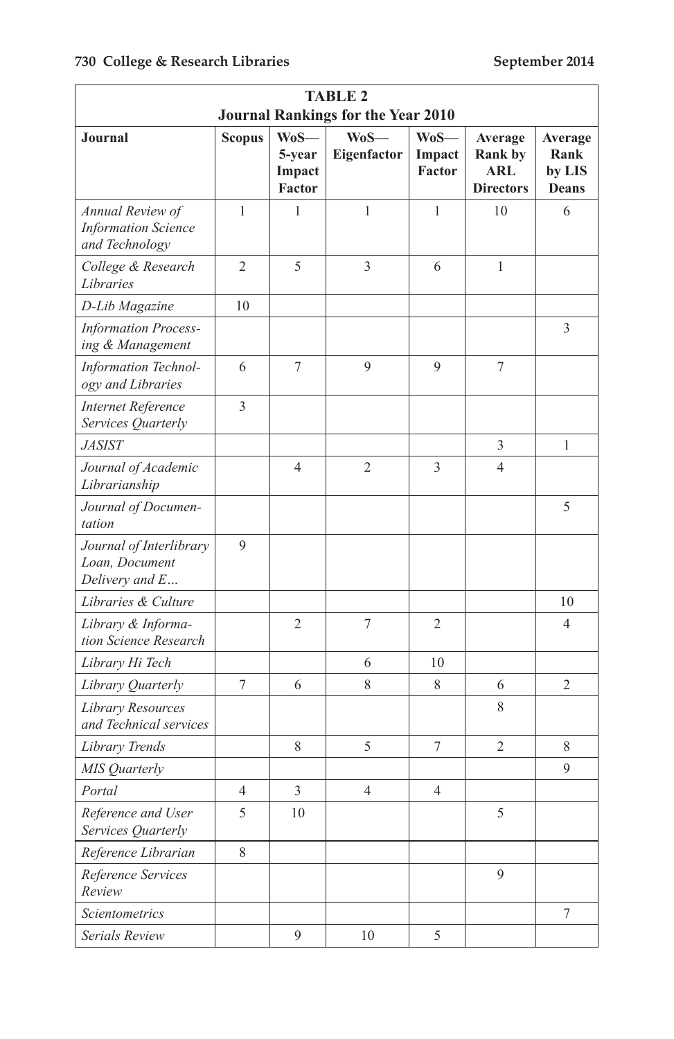| TABLE 2<br>Journal Rankings for the Year 2010 | | | | | | |
|---|---|---|---|---|---|---|
| **Journal** | **Scopus** | **WoS—5-year Impact Factor** | **WoS—Eigenfactor** | **WoS—Impact Factor** | **Average Rank by ARL Directors** | **Average Rank by LIS Deans** |
| *Annual Review of Information Science and Technology* | 1 | 1 | 1 | 1 | 10 | 6 |
| *College & Research Libraries* | 2 | 5 | 3 | 6 | 1 | |
| *D-Lib Magazine* | 10 | | | | | |
| *Information Processing & Management* | | | | | | 3 |
| *Information Technology and Libraries* | 6 | 7 | 9 | 9 | 7 | |
| *Internet Reference Services Quarterly* | 3 | | | | | |
| *JASIST* | | | | | 3 | 1 |
| *Journal of Academic Librarianship* | | 4 | 2 | 3 | 4 | |
| *Journal of Documentation* | | | | | | 5 |
| *Journal of Interlibrary Loan, Document Delivery and E…* | 9 | | | | | |
| *Libraries & Culture* | | | | | | 10 |
| *Library & Information Science Research* | | 2 | 7 | 2 | | 4 |
| *Library Hi Tech* | | | 6 | 10 | | |
| *Library Quarterly* | 7 | 6 | 8 | 8 | 6 | 2 |
| *Library Resources and Technical services* | | | | | 8 | |
| *Library Trends* | | 8 | 5 | 7 | 2 | 8 |
| *MIS Quarterly* | | | | | | 9 |
| *Portal* | 4 | 3 | 4 | 4 | | |
| *Reference and User Services Quarterly* | 5 | 10 | | | 5 | |
| *Reference Librarian* | 8 | | | | | |
| *Reference Services Review* | | | | | 9 | |
| *Scientometrics* | | | | | | 7 |
| *Serials Review* | | 9 | 10 | 5 | | |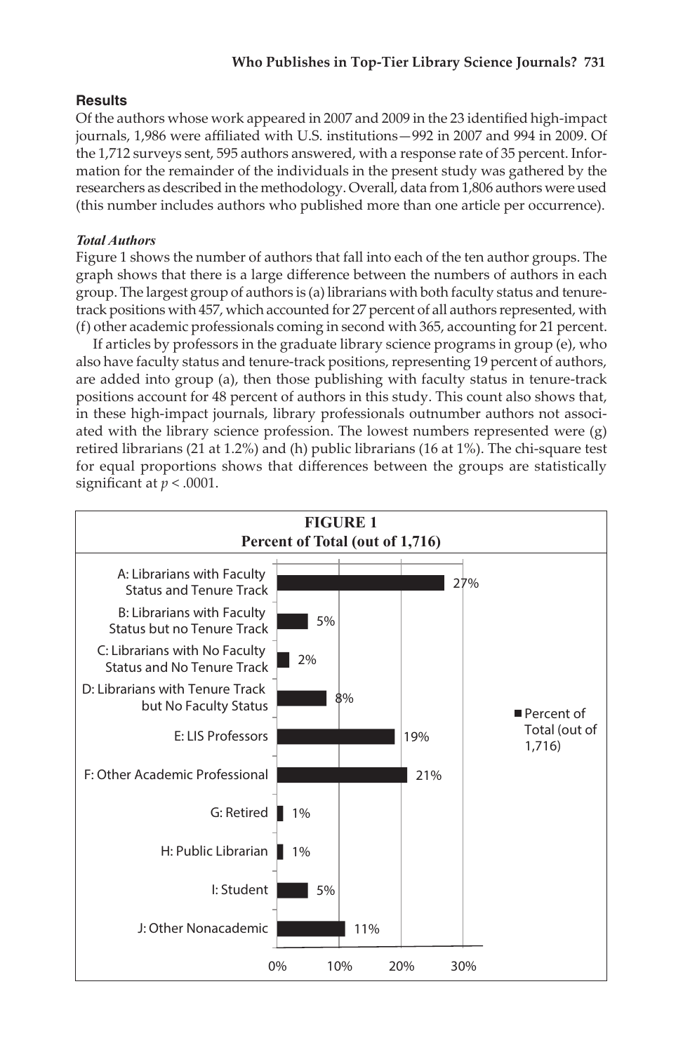### Results

Of the authors whose work appeared in 2007 and 2009 in the 23 identified high-impact journals, 1,986 were affiliated with U.S. institutions—992 in 2007 and 994 in 2009. Of the 1,712 surveys sent, 595 authors answered, with a response rate of 35 percent. Information for the remainder of the individuals in the present study was gathered by the researchers as described in the methodology. Overall, data from 1,806 authors were used (this number includes authors who published more than one article per occurrence).

#### *Total Authors*

Figure 1 shows the number of authors that fall into each of the ten author groups. The graph shows that there is a large difference between the numbers of authors in each group. The largest group of authors is (a) librarians with both faculty status and tenure-track positions with 457, which accounted for 27 percent of all authors represented, with (f) other academic professionals coming in second with 365, accounting for 21 percent.

If articles by professors in the graduate library science programs in group (e), who also have faculty status and tenure-track positions, representing 19 percent of authors, are added into group (a), then those publishing with faculty status in tenure-track positions account for 48 percent of authors in this study. This count also shows that, in these high-impact journals, library professionals outnumber authors not associated with the library science profession. The lowest numbers represented were (g) retired librarians (21 at 1.2%) and (h) public librarians (16 at 1%). The chi-square test for equal proportions shows that differences between the groups are statistically significant at $p < .0001$.

**FIGURE 1**
**Percent of Total (out of 1,716)**

| Author Group | Percent of Total (out of 1,716) |
|---|---|
| A: Librarians with Faculty Status and Tenure Track | 27% |
| B: Librarians with Faculty Status but no Tenure Track | 5% |
| C: Librarians with No Faculty Status and No Tenure Track | 2% |
| D: Librarians with Tenure Track but No Faculty Status | 8% |
| E: LIS Professors | 19% |
| F: Other Academic Professional | 21% |
| G: Retired | 1% |
| H: Public Librarian | 1% |
| I: Student | 5% |
| J: Other Nonacademic | 11% |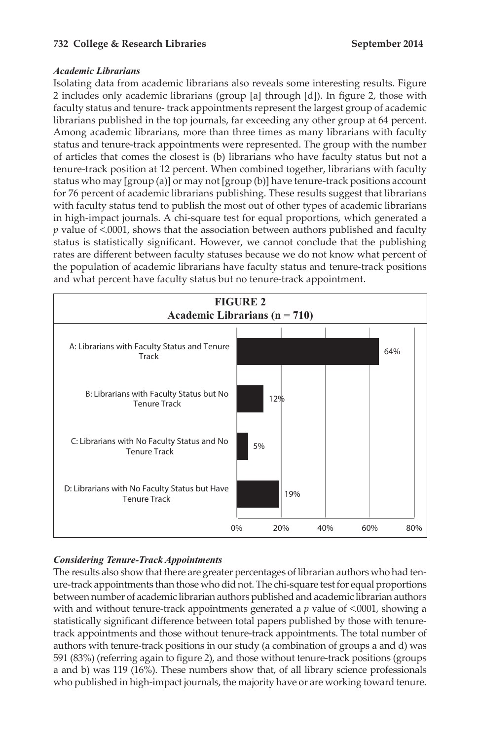### *Academic Librarians*

Isolating data from academic librarians also reveals some interesting results. Figure 2 includes only academic librarians (group [a] through [d]). In figure 2, those with faculty status and tenure- track appointments represent the largest group of academic librarians published in the top journals, far exceeding any other group at 64 percent. Among academic librarians, more than three times as many librarians with faculty status and tenure-track appointments were represented. The group with the number of articles that comes the closest is (b) librarians who have faculty status but not a tenure-track position at 12 percent. When combined together, librarians with faculty status who may [group (a)] or may not [group (b)] have tenure-track positions account for 76 percent of academic librarians publishing. These results suggest that librarians with faculty status tend to publish the most out of other types of academic librarians in high-impact journals. A chi-square test for equal proportions, which generated a $p$ value of <.0001, shows that the association between authors published and faculty status is statistically significant. However, we cannot conclude that the publishing rates are different between faculty statuses because we do not know what percent of the population of academic librarians have faculty status and tenure-track positions and what percent have faculty status but no tenure-track appointment.

**FIGURE 2**
**Academic Librarians (n = 710)**

| Group | Percent |
|---|---|
| A: Librarians with Faculty Status and Tenure Track | 64% |
| B: Librarians with Faculty Status but No Tenure Track | 12% |
| C: Librarians with No Faculty Status and No Tenure Track | 5% |
| D: Librarians with No Faculty Status but Have Tenure Track | 19% |

### *Considering Tenure-Track Appointments*

The results also show that there are greater percentages of librarian authors who had tenure-track appointments than those who did not. The chi-square test for equal proportions between number of academic librarian authors published and academic librarian authors with and without tenure-track appointments generated a $p$ value of <.0001, showing a statistically significant difference between total papers published by those with tenure-track appointments and those without tenure-track appointments. The total number of authors with tenure-track positions in our study (a combination of groups a and d) was 591 (83%) (referring again to figure 2), and those without tenure-track positions (groups a and b) was 119 (16%). These numbers show that, of all library science professionals who published in high-impact journals, the majority have or are working toward tenure.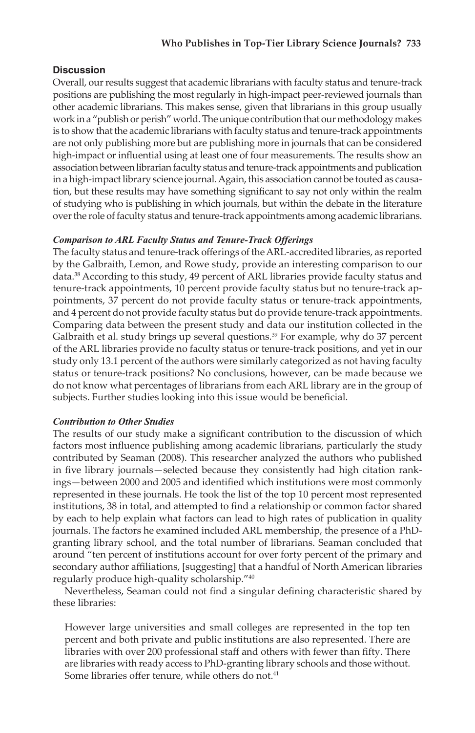## Discussion

Overall, our results suggest that academic librarians with faculty status and tenure-track positions are publishing the most regularly in high-impact peer-reviewed journals than other academic librarians. This makes sense, given that librarians in this group usually work in a "publish or perish" world. The unique contribution that our methodology makes is to show that the academic librarians with faculty status and tenure-track appointments are not only publishing more but are publishing more in journals that can be considered high-impact or influential using at least one of four measurements. The results show an association between librarian faculty status and tenure-track appointments and publication in a high-impact library science journal. Again, this association cannot be touted as causation, but these results may have something significant to say not only within the realm of studying who is publishing in which journals, but within the debate in the literature over the role of faculty status and tenure-track appointments among academic librarians.

### *Comparison to ARL Faculty Status and Tenure-Track Offerings*

The faculty status and tenure-track offerings of the ARL-accredited libraries, as reported by the Galbraith, Lemon, and Rowe study, provide an interesting comparison to our data.[38] According to this study, 49 percent of ARL libraries provide faculty status and tenure-track appointments, 10 percent provide faculty status but no tenure-track appointments, 37 percent do not provide faculty status or tenure-track appointments, and 4 percent do not provide faculty status but do provide tenure-track appointments. Comparing data between the present study and data our institution collected in the Galbraith et al. study brings up several questions.[39] For example, why do 37 percent of the ARL libraries provide no faculty status or tenure-track positions, and yet in our study only 13.1 percent of the authors were similarly categorized as not having faculty status or tenure-track positions? No conclusions, however, can be made because we do not know what percentages of librarians from each ARL library are in the group of subjects. Further studies looking into this issue would be beneficial.

### *Contribution to Other Studies*

The results of our study make a significant contribution to the discussion of which factors most influence publishing among academic librarians, particularly the study contributed by Seaman (2008). This researcher analyzed the authors who published in five library journals—selected because they consistently had high citation rankings—between 2000 and 2005 and identified which institutions were most commonly represented in these journals. He took the list of the top 10 percent most represented institutions, 38 in total, and attempted to find a relationship or common factor shared by each to help explain what factors can lead to high rates of publication in quality journals. The factors he examined included ARL membership, the presence of a PhD-granting library school, and the total number of librarians. Seaman concluded that around "ten percent of institutions account for over forty percent of the primary and secondary author affiliations, [suggesting] that a handful of North American libraries regularly produce high-quality scholarship."[40]

Nevertheless, Seaman could not find a singular defining characteristic shared by these libraries:

> However large universities and small colleges are represented in the top ten percent and both private and public institutions are also represented. There are libraries with over 200 professional staff and others with fewer than fifty. There are libraries with ready access to PhD-granting library schools and those without. Some libraries offer tenure, while others do not.[41]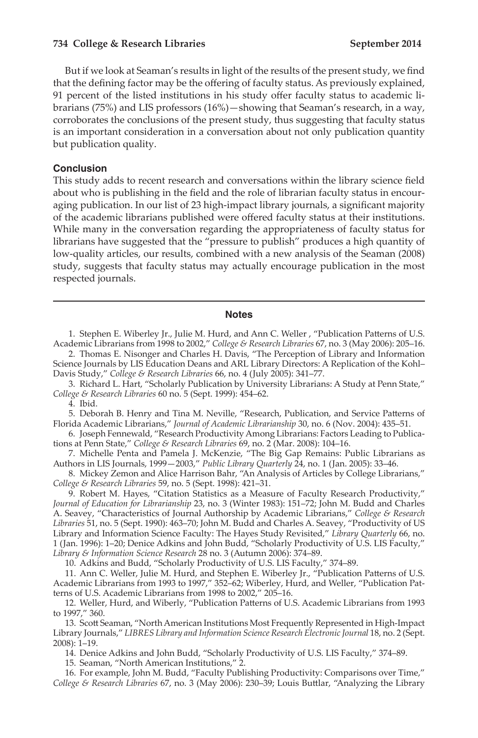But if we look at Seaman's results in light of the results of the present study, we find that the defining factor may be the offering of faculty status. As previously explained, 91 percent of the listed institutions in his study offer faculty status to academic librarians (75%) and LIS professors (16%)—showing that Seaman's research, in a way, corroborates the conclusions of the present study, thus suggesting that faculty status is an important consideration in a conversation about not only publication quantity but publication quality.

### Conclusion

This study adds to recent research and conversations within the library science field about who is publishing in the field and the role of librarian faculty status in encouraging publication. In our list of 23 high-impact library journals, a significant majority of the academic librarians published were offered faculty status at their institutions. While many in the conversation regarding the appropriateness of faculty status for librarians have suggested that the "pressure to publish" produces a high quantity of low-quality articles, our results, combined with a new analysis of the Seaman (2008) study, suggests that faculty status may actually encourage publication in the most respected journals.

---

## Notes

1. Stephen E. Wiberley Jr., Julie M. Hurd, and Ann C. Weller , "Publication Patterns of U.S. Academic Librarians from 1998 to 2002," *College & Research Libraries* 67, no. 3 (May 2006): 205–16.

2. Thomas E. Nisonger and Charles H. Davis, "The Perception of Library and Information Science Journals by LIS Education Deans and ARL Library Directors: A Replication of the Kohl–Davis Study," *College & Research Libraries* 66, no. 4 (July 2005): 341–77.

3. Richard L. Hart, "Scholarly Publication by University Librarians: A Study at Penn State," *College & Research Libraries* 60 no. 5 (Sept. 1999): 454–62.

4. Ibid.

5. Deborah B. Henry and Tina M. Neville, "Research, Publication, and Service Patterns of Florida Academic Librarians," *Journal of Academic Librarianship* 30, no. 6 (Nov. 2004): 435–51.

6. Joseph Fennewald, "Research Productivity Among Librarians: Factors Leading to Publications at Penn State," *College & Research Libraries* 69, no. 2 (Mar. 2008): 104–16.

7. Michelle Penta and Pamela J. McKenzie, "The Big Gap Remains: Public Librarians as Authors in LIS Journals, 1999—2003," *Public Library Quarterly* 24, no. 1 (Jan. 2005): 33–46.

8. Mickey Zemon and Alice Harrison Bahr, "An Analysis of Articles by College Librarians," *College & Research Libraries* 59, no. 5 (Sept. 1998): 421–31.

9. Robert M. Hayes, "Citation Statistics as a Measure of Faculty Research Productivity," *Journal of Education for Librarianship* 23, no. 3 (Winter 1983): 151–72; John M. Budd and Charles A. Seavey, "Characteristics of Journal Authorship by Academic Librarians," *College & Research Libraries* 51, no. 5 (Sept. 1990): 463–70; John M. Budd and Charles A. Seavey, "Productivity of US Library and Information Science Faculty: The Hayes Study Revisited," *Library Quarterly* 66, no. 1 (Jan. 1996): 1–20; Denice Adkins and John Budd, "Scholarly Productivity of U.S. LIS Faculty," *Library & Information Science Research* 28 no. 3 (Autumn 2006): 374–89.

10. Adkins and Budd, "Scholarly Productivity of U.S. LIS Faculty," 374–89.

11. Ann C. Weller, Julie M. Hurd, and Stephen E. Wiberley Jr., "Publication Patterns of U.S. Academic Librarians from 1993 to 1997," 352–62; Wiberley, Hurd, and Weller, "Publication Patterns of U.S. Academic Librarians from 1998 to 2002," 205–16.

12. Weller, Hurd, and Wiberly, "Publication Patterns of U.S. Academic Librarians from 1993 to 1997," 360.

13. Scott Seaman, "North American Institutions Most Frequently Represented in High-Impact Library Journals," *LIBRES Library and Information Science Research Electronic Journal* 18, no. 2 (Sept. 2008): 1–19.

14. Denice Adkins and John Budd, "Scholarly Productivity of U.S. LIS Faculty," 374–89.

15. Seaman, "North American Institutions," 2.

16. For example, John M. Budd, "Faculty Publishing Productivity: Comparisons over Time," *College & Research Libraries* 67, no. 3 (May 2006): 230–39; Louis Buttlar, "Analyzing the Library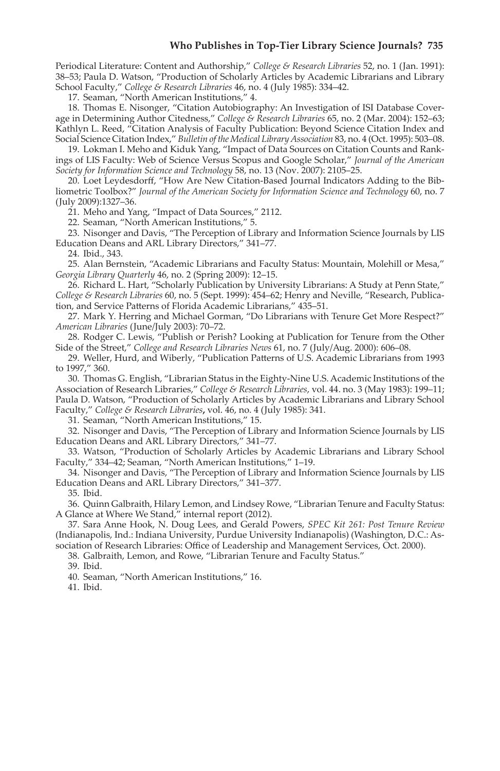Periodical Literature: Content and Authorship," *College & Research Libraries* 52, no. 1 (Jan. 1991): 38–53; Paula D. Watson, "Production of Scholarly Articles by Academic Librarians and Library School Faculty," *College & Research Libraries* 46, no. 4 (July 1985): 334–42.

17. Seaman, "North American Institutions," 4.

18. Thomas E. Nisonger, "Citation Autobiography: An Investigation of ISI Database Coverage in Determining Author Citedness," *College & Research Libraries* 65, no. 2 (Mar. 2004): 152–63; Kathlyn L. Reed, "Citation Analysis of Faculty Publication: Beyond Science Citation Index and Social Science Citation Index," *Bulletin of the Medical Library Association* 83, no. 4 (Oct. 1995): 503–08.

19. Lokman I. Meho and Kiduk Yang, "Impact of Data Sources on Citation Counts and Rankings of LIS Faculty: Web of Science Versus Scopus and Google Scholar," *Journal of the American Society for Information Science and Technology* 58, no. 13 (Nov. 2007): 2105–25.

20. Loet Leydesdorff, "How Are New Citation-Based Journal Indicators Adding to the Bibliometric Toolbox?" *Journal of the American Society for Information Science and Technology* 60, no. 7 (July 2009):1327–36.

21. Meho and Yang, "Impact of Data Sources," 2112.

22. Seaman, "North American Institutions," 5.

23. Nisonger and Davis, "The Perception of Library and Information Science Journals by LIS Education Deans and ARL Library Directors," 341–77.

24. Ibid., 343.

25. Alan Bernstein, "Academic Librarians and Faculty Status: Mountain, Molehill or Mesa," *Georgia Library Quarterly* 46, no. 2 (Spring 2009): 12–15.

26. Richard L. Hart, "Scholarly Publication by University Librarians: A Study at Penn State," *College & Research Libraries* 60, no. 5 (Sept. 1999): 454–62; Henry and Neville, "Research, Publication, and Service Patterns of Florida Academic Librarians," 435–51.

27. Mark Y. Herring and Michael Gorman, "Do Librarians with Tenure Get More Respect?" *American Libraries* (June/July 2003): 70–72.

28. Rodger C. Lewis, "Publish or Perish? Looking at Publication for Tenure from the Other Side of the Street," *College and Research Libraries News* 61, no. 7 (July/Aug. 2000): 606–08.

29. Weller, Hurd, and Wiberly, "Publication Patterns of U.S. Academic Librarians from 1993 to 1997," 360.

30. Thomas G. English, "Librarian Status in the Eighty-Nine U.S. Academic Institutions of the Association of Research Libraries," *College & Research Libraries*, vol. 44. no. 3 (May 1983): 199–11; Paula D. Watson, "Production of Scholarly Articles by Academic Librarians and Library School Faculty," *College & Research Libraries***,** vol. 46, no. 4 (July 1985): 341.

31. Seaman, "North American Institutions," 15.

32. Nisonger and Davis, "The Perception of Library and Information Science Journals by LIS Education Deans and ARL Library Directors," 341–77.

33. Watson, "Production of Scholarly Articles by Academic Librarians and Library School Faculty," 334–42; Seaman, "North American Institutions," 1–19.

34. Nisonger and Davis, "The Perception of Library and Information Science Journals by LIS Education Deans and ARL Library Directors," 341–377.

35. Ibid.

36. Quinn Galbraith, Hilary Lemon, and Lindsey Rowe, "Librarian Tenure and Faculty Status: A Glance at Where We Stand," internal report (2012).

37. Sara Anne Hook, N. Doug Lees, and Gerald Powers, *SPEC Kit 261: Post Tenure Review* (Indianapolis, Ind.: Indiana University, Purdue University Indianapolis) (Washington, D.C.: Association of Research Libraries: Office of Leadership and Management Services, Oct. 2000).

38. Galbraith, Lemon, and Rowe, "Librarian Tenure and Faculty Status."

39. Ibid.

40. Seaman, "North American Institutions," 16.

41. Ibid.